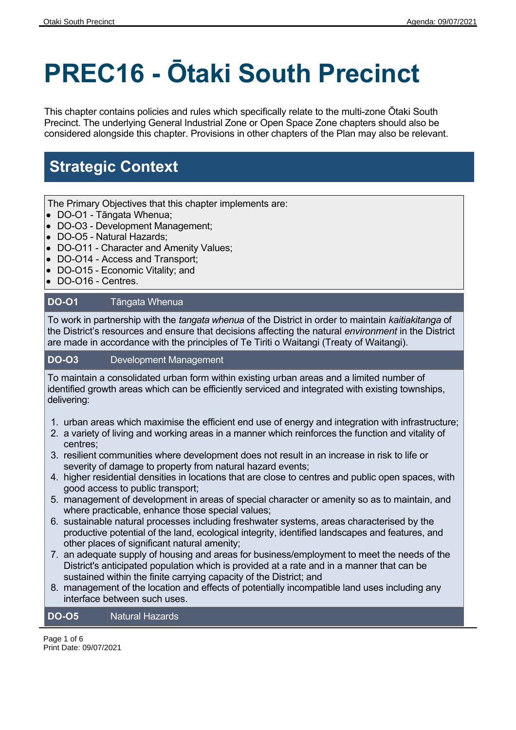# PREC16 - Ōtaki South Precinct

This chapter contains policies and rules which specifically relate to the multi-zone Ōtaki South Precinct. The underlying General Industrial Zone or Open Space Zone chapters should also be considered alongside this chapter. Provisions in other chapters of the Plan may also be relevant.

## Strategic Context

The Primary Objectives that this chapter implements are:

- DO-O1 - Tāngata Whenua;
- DO-O3 - Development Management;
- DO-O5 - Natural Hazards;
- DO-O11 - Character and Amenity Values;
- DO-O14 - Access and Transport;
- DO-O15 - Economic Vitality; and
- DO-O16 - Centres.

| **DO-O1** | Tāngata Whenua |
|---|---|

To work in partnership with the *tangata whenua* of the District in order to maintain *kaitiakitanga* of the District's resources and ensure that decisions affecting the natural *environment* in the District are made in accordance with the principles of Te Tiriti o Waitangi (Treaty of Waitangi).

| **DO-O3** | Development Management |
|---|---|

To maintain a consolidated urban form within existing urban areas and a limited number of identified growth areas which can be efficiently serviced and integrated with existing townships, delivering:

1. urban areas which maximise the efficient end use of energy and integration with infrastructure;
2. a variety of living and working areas in a manner which reinforces the function and vitality of centres;
3. resilient communities where development does not result in an increase in risk to life or severity of damage to property from natural hazard events;
4. higher residential densities in locations that are close to centres and public open spaces, with good access to public transport;
5. management of development in areas of special character or amenity so as to maintain, and where practicable, enhance those special values;
6. sustainable natural processes including freshwater systems, areas characterised by the productive potential of the land, ecological integrity, identified landscapes and features, and other places of significant natural amenity;
7. an adequate supply of housing and areas for business/employment to meet the needs of the District's anticipated population which is provided at a rate and in a manner that can be sustained within the finite carrying capacity of the District; and
8. management of the location and effects of potentially incompatible land uses including any interface between such uses.

| **DO-O5** | Natural Hazards |
|---|---|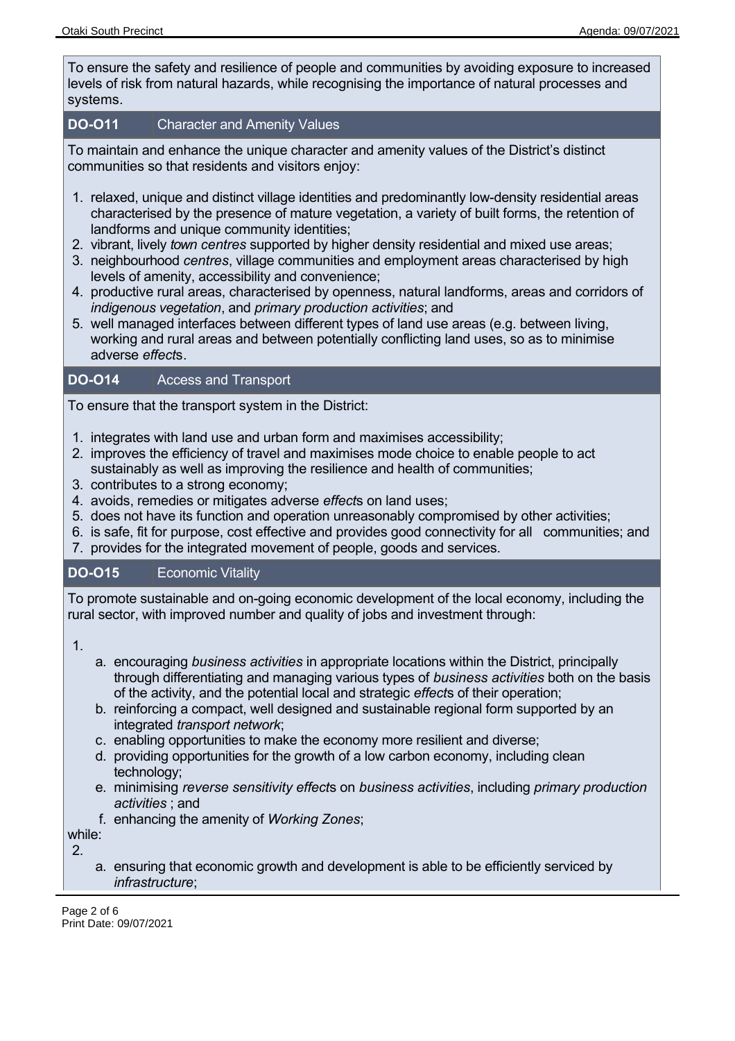To ensure the safety and resilience of people and communities by avoiding exposure to increased levels of risk from natural hazards, while recognising the importance of natural processes and systems.

### DO-O11 Character and Amenity Values

To maintain and enhance the unique character and amenity values of the District's distinct communities so that residents and visitors enjoy:

1. relaxed, unique and distinct village identities and predominantly low-density residential areas characterised by the presence of mature vegetation, a variety of built forms, the retention of landforms and unique community identities;
2. vibrant, lively *town centres* supported by higher density residential and mixed use areas;
3. neighbourhood *centres*, village communities and employment areas characterised by high levels of amenity, accessibility and convenience;
4. productive rural areas, characterised by openness, natural landforms, areas and corridors of *indigenous vegetation*, and *primary production activities*; and
5. well managed interfaces between different types of land use areas (e.g. between living, working and rural areas and between potentially conflicting land uses, so as to minimise adverse *effect*s.

### DO-O14 Access and Transport

To ensure that the transport system in the District:

1. integrates with land use and urban form and maximises accessibility;
2. improves the efficiency of travel and maximises mode choice to enable people to act sustainably as well as improving the resilience and health of communities;
3. contributes to a strong economy;
4. avoids, remedies or mitigates adverse *effect*s on land uses;
5. does not have its function and operation unreasonably compromised by other activities;
6. is safe, fit for purpose, cost effective and provides good connectivity for all communities; and
7. provides for the integrated movement of people, goods and services.

### DO-O15 Economic Vitality

To promote sustainable and on-going economic development of the local economy, including the rural sector, with improved number and quality of jobs and investment through:

1. 
    a. encouraging *business activities* in appropriate locations within the District, principally through differentiating and managing various types of *business activities* both on the basis of the activity, and the potential local and strategic *effect*s of their operation;
    b. reinforcing a compact, well designed and sustainable regional form supported by an integrated *transport network*;
    c. enabling opportunities to make the economy more resilient and diverse;
    d. providing opportunities for the growth of a low carbon economy, including clean technology;
    e. minimising *reverse sensitivity effect*s on *business activities*, including *primary production activities* ; and
    f. enhancing the amenity of *Working Zones*;

while:

2. 
    a. ensuring that economic growth and development is able to be efficiently serviced by *infrastructure*;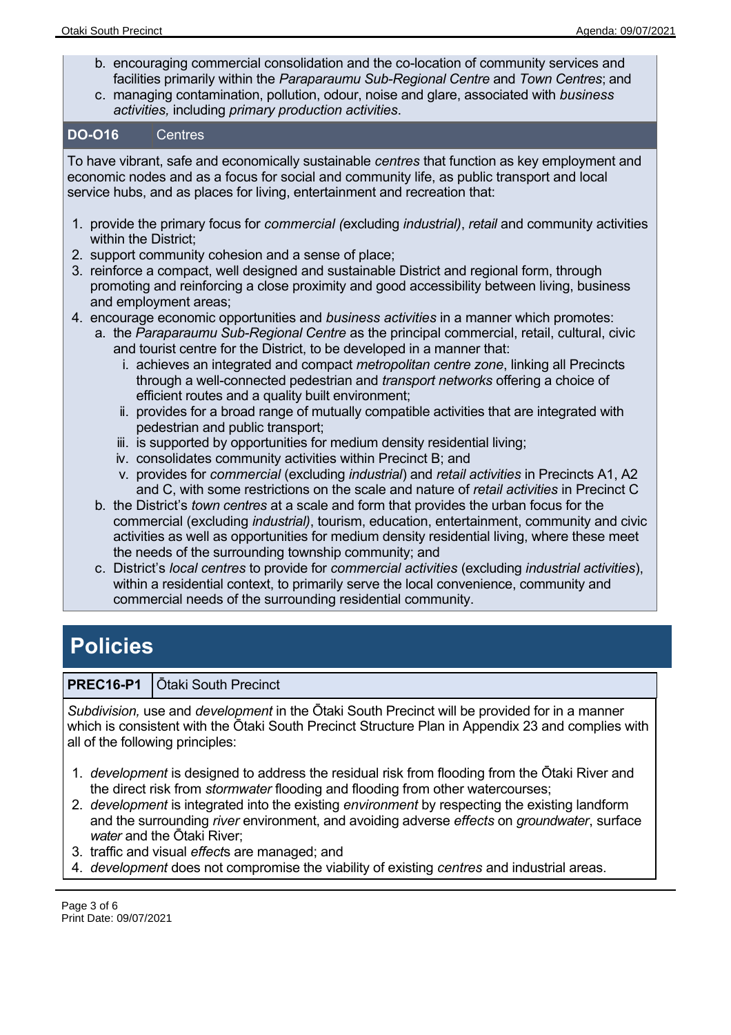b. encouraging commercial consolidation and the co-location of community services and facilities primarily within the *Paraparaumu Sub-Regional Centre* and *Town Centres*; and
c. managing contamination, pollution, odour, noise and glare, associated with *business activities,* including *primary production activities*.

**DO-O16** Centres

To have vibrant, safe and economically sustainable *centres* that function as key employment and economic nodes and as a focus for social and community life, as public transport and local service hubs, and as places for living, entertainment and recreation that:

1. provide the primary focus for *commercial (*excluding *industrial)*, *retail* and community activities within the District;
2. support community cohesion and a sense of place;
3. reinforce a compact, well designed and sustainable District and regional form, through promoting and reinforcing a close proximity and good accessibility between living, business and employment areas;
4. encourage economic opportunities and *business activities* in a manner which promotes:
   a. the *Paraparaumu Sub-Regional Centre* as the principal commercial, retail, cultural, civic and tourist centre for the District, to be developed in a manner that:
      i. achieves an integrated and compact *metropolitan centre zone*, linking all Precincts through a well-connected pedestrian and *transport networks* offering a choice of efficient routes and a quality built environment;
      ii. provides for a broad range of mutually compatible activities that are integrated with pedestrian and public transport;
      iii. is supported by opportunities for medium density residential living;
      iv. consolidates community activities within Precinct B; and
      v. provides for *commercial* (excluding *industrial*) and *retail activities* in Precincts A1, A2 and C, with some restrictions on the scale and nature of *retail activities* in Precinct C
   b. the District's *town centres* at a scale and form that provides the urban focus for the commercial (excluding *industrial)*, tourism, education, entertainment, community and civic activities as well as opportunities for medium density residential living, where these meet the needs of the surrounding township community; and
   c. District's *local centres* to provide for *commercial activities* (excluding *industrial activities*), within a residential context, to primarily serve the local convenience, community and commercial needs of the surrounding residential community.

# Policies

**PREC16-P1** Ōtaki South Precinct

*Subdivision,* use and *development* in the Ōtaki South Precinct will be provided for in a manner which is consistent with the Ōtaki South Precinct Structure Plan in Appendix 23 and complies with all of the following principles:

1. *development* is designed to address the residual risk from flooding from the Ōtaki River and the direct risk from *stormwater* flooding and flooding from other watercourses;
2. *development* is integrated into the existing *environment* by respecting the existing landform and the surrounding *river* environment, and avoiding adverse *effects* on *groundwater*, surface *water* and the Ōtaki River;
3. traffic and visual *effect*s are managed; and
4. *development* does not compromise the viability of existing *centres* and industrial areas.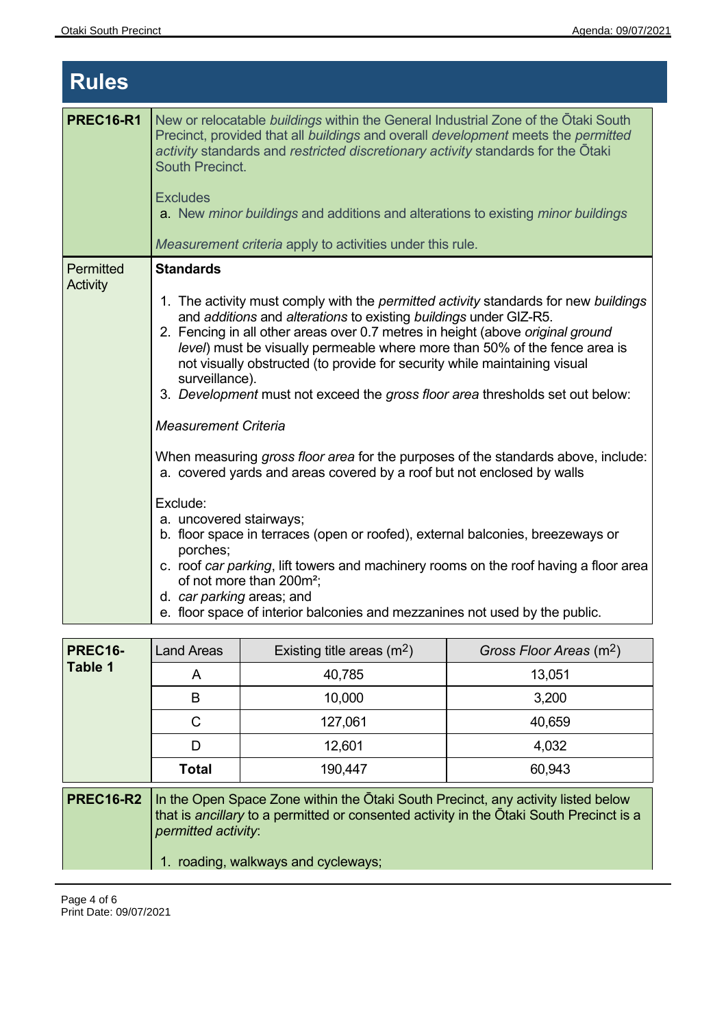# Rules

| PREC16-R1 | New or relocatable *buildings* within the General Industrial Zone of the Ōtaki South Precinct, provided that all *buildings* and overall *development* meets the *permitted activity* standards and *restricted discretionary activity* standards for the Ōtaki South Precinct.<br><br>Excludes<br>a. New *minor buildings* and additions and alterations to existing *minor buildings*<br><br>*Measurement criteria* apply to activities under this rule. |
|---|---|
| Permitted Activity | **Standards**<br><br>1. The activity must comply with the *permitted activity* standards for new *buildings* and *additions* and *alterations* to existing *buildings* under GIZ-R5.<br>2. Fencing in all other areas over 0.7 metres in height (above *original ground level*) must be visually permeable where more than 50% of the fence area is not visually obstructed (to provide for security while maintaining visual surveillance).<br>3. *Development* must not exceed the *gross floor area* thresholds set out below:<br><br>*Measurement Criteria*<br><br>When measuring *gross floor area* for the purposes of the standards above, include:<br>a. covered yards and areas covered by a roof but not enclosed by walls<br><br>Exclude:<br>a. uncovered stairways;<br>b. floor space in terraces (open or roofed), external balconies, breezeways or porches;<br>c. roof *car parking*, lift towers and machinery rooms on the roof having a floor area of not more than 200m²;<br>d. *car parking* areas; and<br>e. floor space of interior balconies and mezzanines not used by the public. |

| PREC16-Table 1 | Land Areas | Existing title areas ($m^2$) | *Gross Floor Areas* ($m^2$) |
|---|---|---|---|
| | A | 40,785 | 13,051 |
| | B | 10,000 | 3,200 |
| | C | 127,061 | 40,659 |
| | D | 12,601 | 4,032 |
| | **Total** | 190,447 | 60,943 |

| PREC16-R2 | In the Open Space Zone within the Ōtaki South Precinct, any activity listed below that is *ancillary* to a permitted or consented activity in the Ōtaki South Precinct is a *permitted activity*:<br><br>1. roading, walkways and cycleways; |
|---|---|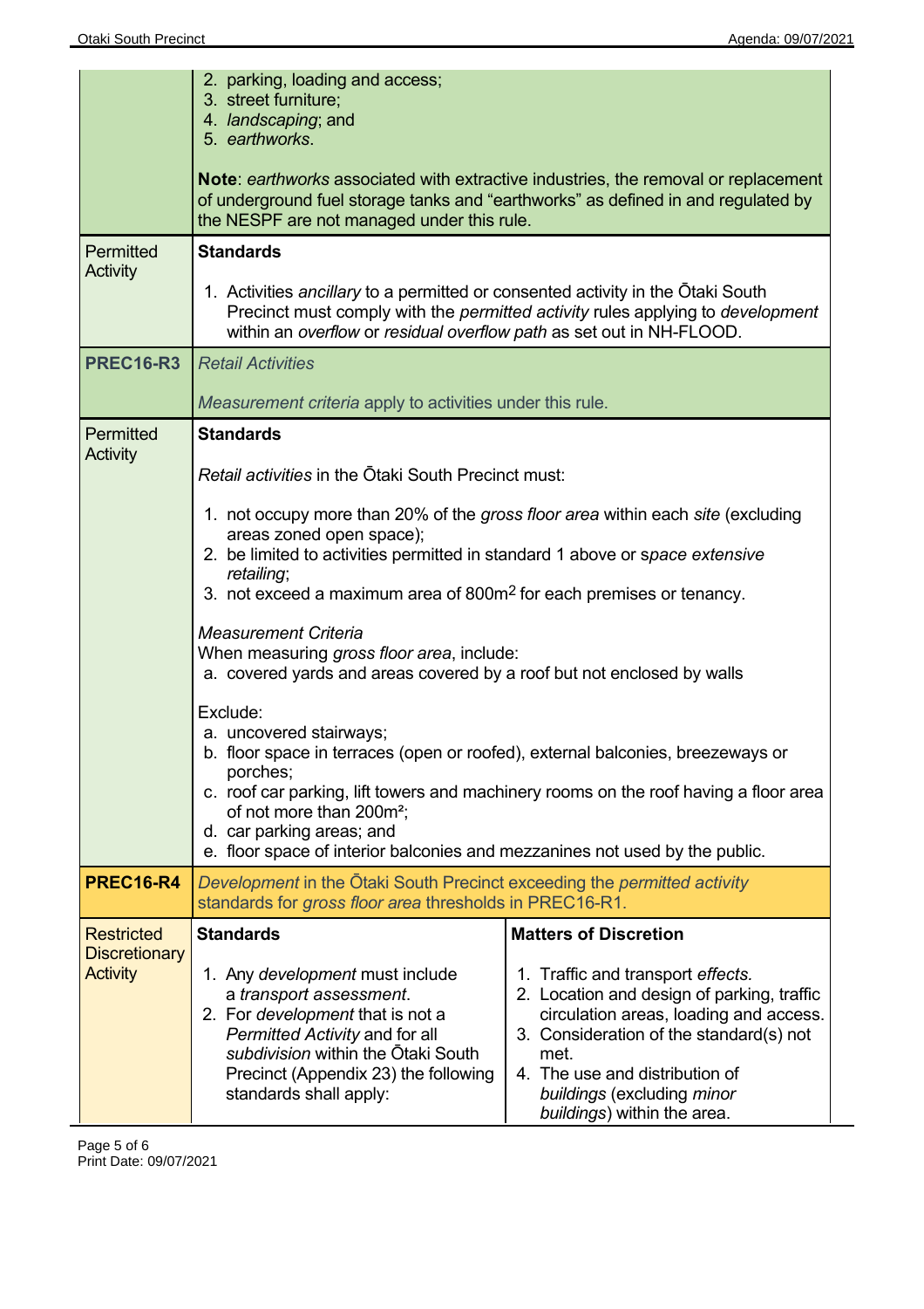| | | |
|---|---|---|
| | 2. parking, loading and access;<br>3. street furniture;<br>4. *landscaping*; and<br>5. *earthworks*.<br><br>**Note**: *earthworks* associated with extractive industries, the removal or replacement of underground fuel storage tanks and "earthworks" as defined in and regulated by the NESPF are not managed under this rule. | |
| Permitted Activity | **Standards**<br><br>1. Activities *ancillary* to a permitted or consented activity in the Ōtaki South Precinct must comply with the *permitted activity* rules applying to *development* within an *overflow* or *residual overflow path* as set out in NH-FLOOD. | |
| **PREC16-R3** | *Retail Activities*<br><br>*Measurement criteria* apply to activities under this rule. | |
| Permitted Activity | **Standards**<br><br>*Retail activities* in the Ōtaki South Precinct must:<br><br>1. not occupy more than 20% of the *gross floor area* within each *site* (excluding areas zoned open space);<br>2. be limited to activities permitted in standard 1 above or s*pace extensive retailing*;<br>3. not exceed a maximum area of 800m² for each premises or tenancy.<br><br>*Measurement Criteria*<br>When measuring *gross floor area*, include:<br>a. covered yards and areas covered by a roof but not enclosed by walls<br><br>Exclude:<br>a. uncovered stairways;<br>b. floor space in terraces (open or roofed), external balconies, breezeways or porches;<br>c. roof car parking, lift towers and machinery rooms on the roof having a floor area of not more than 200m²;<br>d. car parking areas; and<br>e. floor space of interior balconies and mezzanines not used by the public. | |
| **PREC16-R4** | *Development* in the Ōtaki South Precinct exceeding the *permitted activity* standards for *gross floor area* thresholds in PREC16-R1. | |
| Restricted Discretionary Activity | **Standards**<br><br>1. Any *development* must include a *transport assessment*.<br>2. For *development* that is not a *Permitted Activity* and for all *subdivision* within the Ōtaki South Precinct (Appendix 23) the following standards shall apply: | **Matters of Discretion**<br><br>1. Traffic and transport *effects*.<br>2. Location and design of parking, traffic circulation areas, loading and access.<br>3. Consideration of the standard(s) not met.<br>4. The use and distribution of *buildings* (excluding *minor buildings*) within the area. |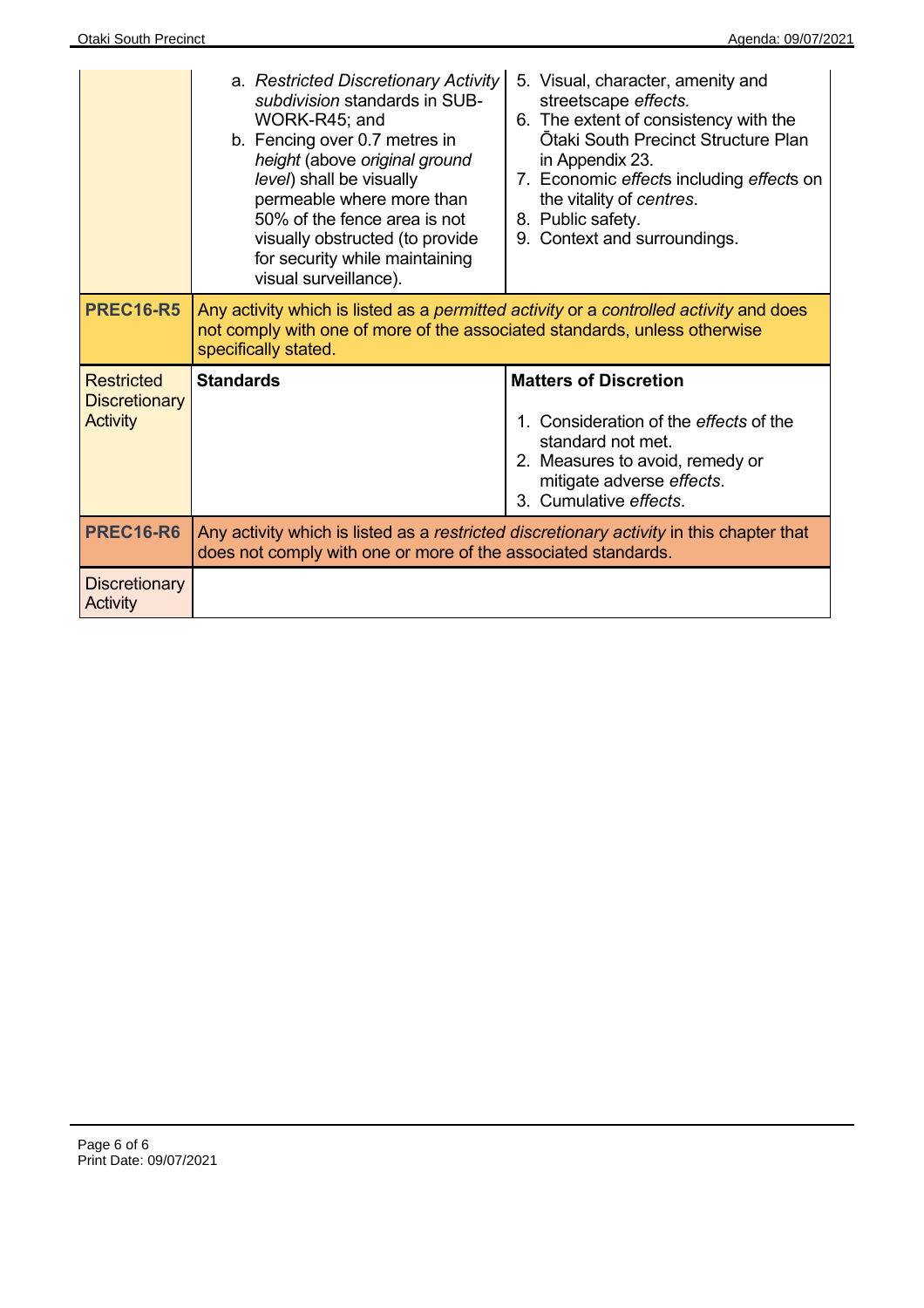| | | |
|---|---|---|
| | a. *Restricted Discretionary Activity subdivision* standards in SUB-WORK-R45; and<br>b. Fencing over 0.7 metres in *height* (above *original ground level*) shall be visually permeable where more than 50% of the fence area is not visually obstructed (to provide for security while maintaining visual surveillance). | 5. Visual, character, amenity and streetscape *effects.*<br>6. The extent of consistency with the Ōtaki South Precinct Structure Plan in Appendix 23.<br>7. Economic *effect*s including *effect*s on the vitality of *centres*.<br>8. Public safety.<br>9. Context and surroundings. |
| **PREC16-R5** | Any activity which is listed as a *permitted activity* or a *controlled activity* and does not comply with one of more of the associated standards, unless otherwise specifically stated. | |
| Restricted Discretionary Activity | **Standards** | **Matters of Discretion**<br>1. Consideration of the *effects* of the standard not met.<br>2. Measures to avoid, remedy or mitigate adverse *effects*.<br>3. Cumulative *effects*. |
| **PREC16-R6** | Any activity which is listed as a *restricted discretionary activity* in this chapter that does not comply with one or more of the associated standards. | |
| Discretionary Activity | | |